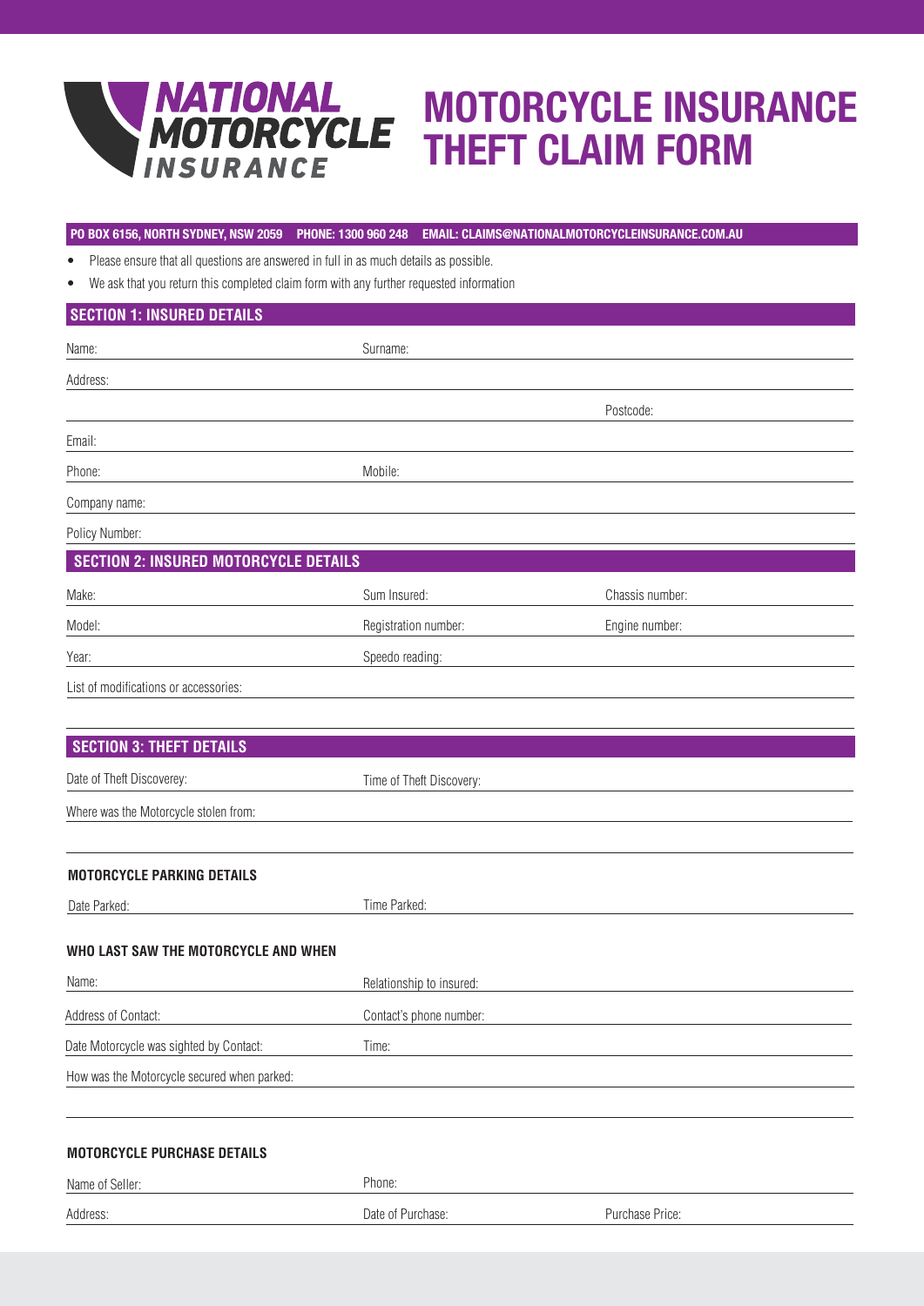# MOTORCYCLE INSURANCE THEFT CLAIM FORM

NATIONAL MOTORCYCLE INSURANCE

**PO BOX 6156, NORTH SYDNEY, NSW 2059 PHONE: 1300 960 248 EMAIL: CLAIMS@NATIONALMOTORCYCLEINSURANCE.COM.AU**

- Please ensure that all questions are answered in full in as much details as possible.
- We ask that you return this completed claim form with any further requested information

## SECTION 1: INSURED DETAILS

Name: Surname:

Address:

Postcode:

Email:

Phone: Mobile:

Company name:

Policy Number:

## SECTION 2: INSURED MOTORCYCLE DETAILS

Make: Sum Insured: Chassis number:

Model: Registration number: Engine number:

Year: Speedo reading:

List of modifications or accessories:

## SECTION 3: THEFT DETAILS

Date of Theft Discoverey: Time of Theft Discovery:

Where was the Motorcycle stolen from:

### MOTORCYCLE PARKING DETAILS

Date Parked: Time Parked:

### WHO LAST SAW THE MOTORCYCLE AND WHEN

Name: Relationship to insured:

Address of Contact: Contact's phone number:

Date Motorcycle was sighted by Contact: Time:

How was the Motorcycle secured when parked:

### MOTORCYCLE PURCHASE DETAILS

Name of Seller: Phone:

Address: Date of Purchase: Purchase Price: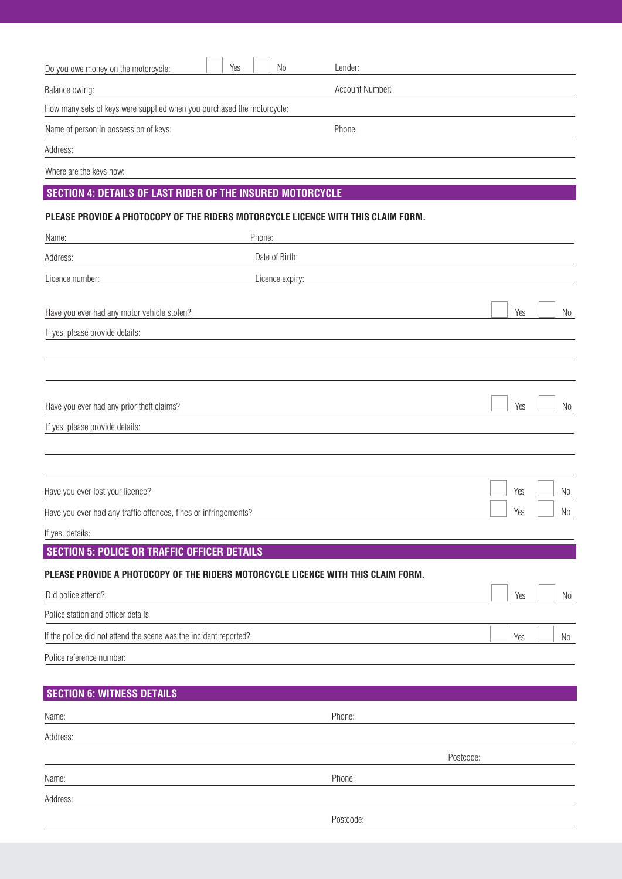Do you owe money on the motorcycle: ☐ Yes ☐ No Lender:

Balance owing: Account Number:

How many sets of keys were supplied when you purchased the motorcycle:

Name of person in possession of keys: Phone:

Address:

Where are the keys now:

## SECTION 4: DETAILS OF LAST RIDER OF THE INSURED MOTORCYCLE

**PLEASE PROVIDE A PHOTOCOPY OF THE RIDERS MOTORCYCLE LICENCE WITH THIS CLAIM FORM.**

Name: Phone:

Address: Date of Birth:

Licence number: Licence expiry:

Have you ever had any motor vehicle stolen?: ☐ Yes ☐ No

If yes, please provide details:

Have you ever had any prior theft claims? ☐ Yes ☐ No

If yes, please provide details:

Have you ever lost your licence? ☐ Yes ☐ No

Have you ever had any traffic offences, fines or infringements? ☐ Yes ☐ No

If yes, details:

## SECTION 5: POLICE OR TRAFFIC OFFICER DETAILS

**PLEASE PROVIDE A PHOTOCOPY OF THE RIDERS MOTORCYCLE LICENCE WITH THIS CLAIM FORM.**

Did police attend?: ☐ Yes ☐ No

Police station and officer details

If the police did not attend the scene was the incident reported?: ☐ Yes ☐ No

Police reference number:

## SECTION 6: WITNESS DETAILS

Name: Phone:

Address:

Postcode:

Name: Phone:

Address:

Postcode: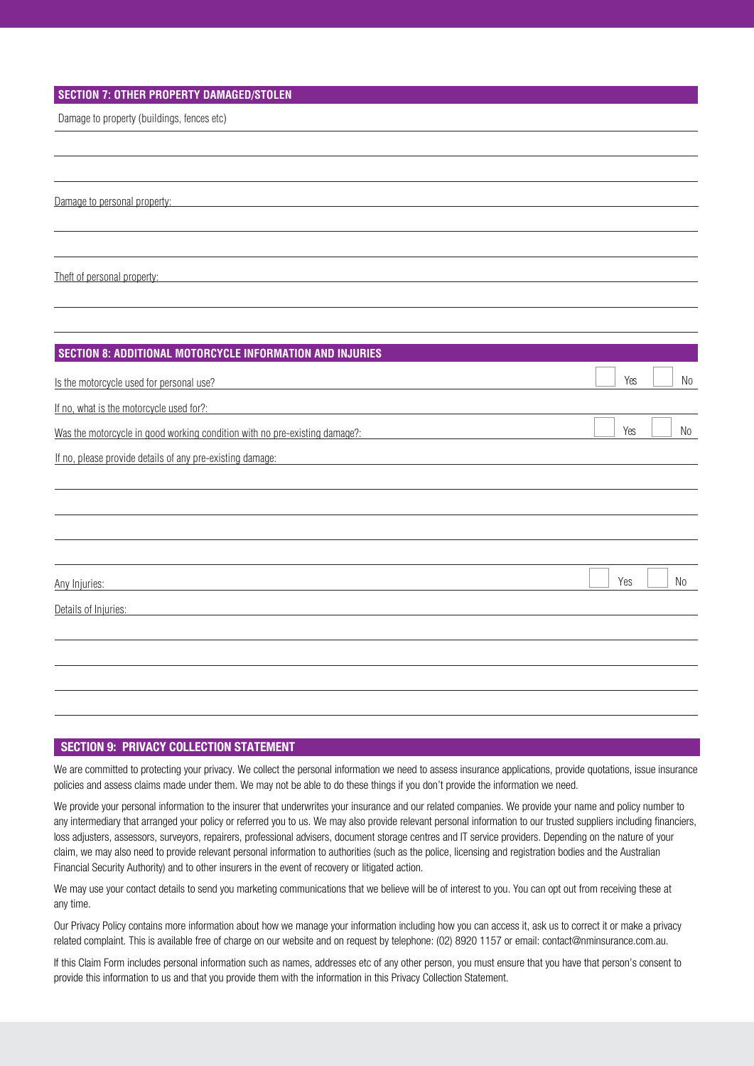## SECTION 7: OTHER PROPERTY DAMAGED/STOLEN

Damage to property (buildings, fences etc)

Damage to personal property:

Theft of personal property:

## SECTION 8: ADDITIONAL MOTORCYCLE INFORMATION AND INJURIES

Is the motorcycle used for personal use? ☐ Yes ☐ No

If no, what is the motorcycle used for?:

Was the motorcycle in good working condition with no pre-existing damage?: ☐ Yes ☐ No

If no, please provide details of any pre-existing damage:

Any Injuries: ☐ Yes ☐ No

Details of Injuries:

## SECTION 9: PRIVACY COLLECTION STATEMENT

We are committed to protecting your privacy. We collect the personal information we need to assess insurance applications, provide quotations, issue insurance policies and assess claims made under them. We may not be able to do these things if you don't provide the information we need.

We provide your personal information to the insurer that underwrites your insurance and our related companies. We provide your name and policy number to any intermediary that arranged your policy or referred you to us. We may also provide relevant personal information to our trusted suppliers including financiers, loss adjusters, assessors, surveyors, repairers, professional advisers, document storage centres and IT service providers. Depending on the nature of your claim, we may also need to provide relevant personal information to authorities (such as the police, licensing and registration bodies and the Australian Financial Security Authority) and to other insurers in the event of recovery or litigated action.

We may use your contact details to send you marketing communications that we believe will be of interest to you. You can opt out from receiving these at any time.

Our Privacy Policy contains more information about how we manage your information including how you can access it, ask us to correct it or make a privacy related complaint. This is available free of charge on our website and on request by telephone: (02) 8920 1157 or email: contact@nminsurance.com.au.

If this Claim Form includes personal information such as names, addresses etc of any other person, you must ensure that you have that person's consent to provide this information to us and that you provide them with the information in this Privacy Collection Statement.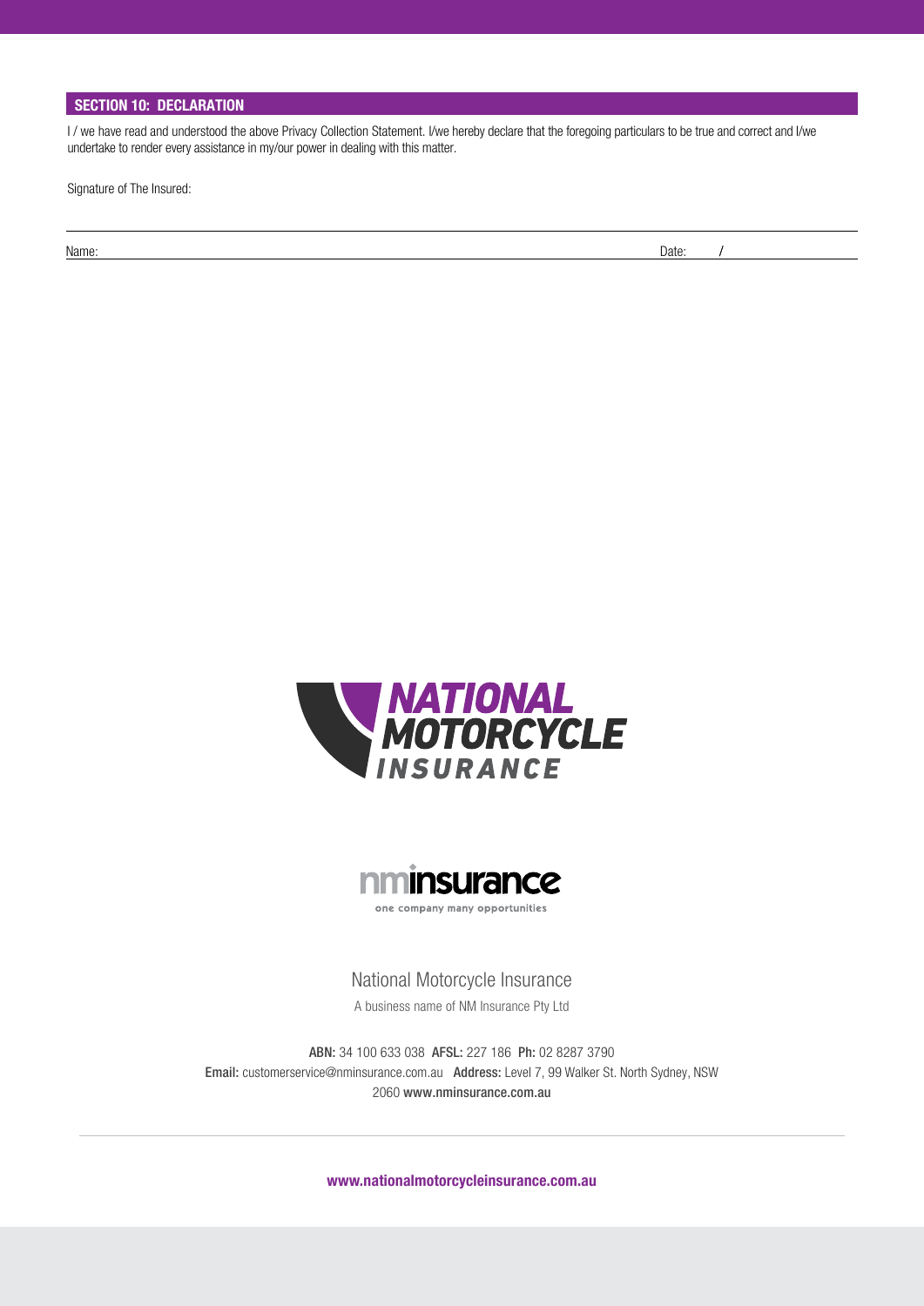## SECTION 10: DECLARATION

I / we have read and understood the above Privacy Collection Statement. I/we hereby declare that the foregoing particulars to be true and correct and I/we undertake to render every assistance in my/our power in dealing with this matter.

Signature of The Insured:

Name: Date: /

NATIONAL MOTORCYCLE INSURANCE

nminsurance

one company many opportunities

National Motorcycle Insurance

A business name of NM Insurance Pty Ltd

**ABN:** 34 100 633 038 **AFSL:** 227 186 **Ph:** 02 8287 3790
**Email:** customerservice@nminsurance.com.au **Address:** Level 7, 99 Walker St. North Sydney, NSW 2060 **www.nminsurance.com.au**

**www.nationalmotorcycleinsurance.com.au**